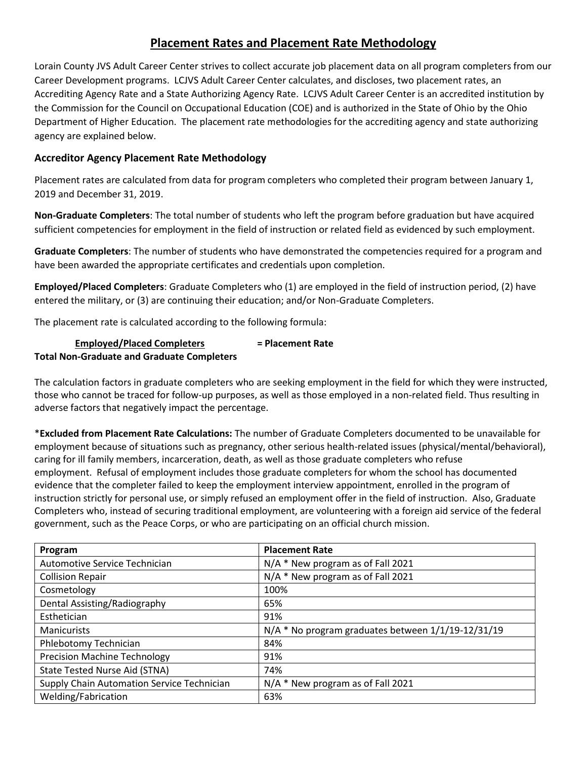# Placement Rates and Placement Rate Methodology

Lorain County JVS Adult Career Center strives to collect accurate job placement data on all program completers from our Career Development programs. LCJVS Adult Career Center calculates, and discloses, two placement rates, an Accrediting Agency Rate and a State Authorizing Agency Rate. LCJVS Adult Career Center is an accredited institution by the Commission for the Council on Occupational Education (COE) and is authorized in the State of Ohio by the Ohio Department of Higher Education. The placement rate methodologies for the accrediting agency and state authorizing agency are explained below.

### Accreditor Agency Placement Rate Methodology

Placement rates are calculated from data for program completers who completed their program between January 1, 2019 and December 31, 2019.

**Non-Graduate Completers**: The total number of students who left the program before graduation but have acquired sufficient competencies for employment in the field of instruction or related field as evidenced by such employment.

**Graduate Completers**: The number of students who have demonstrated the competencies required for a program and have been awarded the appropriate certificates and credentials upon completion.

**Employed/Placed Completers**: Graduate Completers who (1) are employed in the field of instruction period, (2) have entered the military, or (3) are continuing their education; and/or Non-Graduate Completers.

The placement rate is calculated according to the following formula:

$$\frac{\textbf{Employed/Placed Completers}}{\textbf{Total Non-Graduate and Graduate Completers}} = \textbf{Placement Rate}$$

The calculation factors in graduate completers who are seeking employment in the field for which they were instructed, those who cannot be traced for follow-up purposes, as well as those employed in a non-related field. Thus resulting in adverse factors that negatively impact the percentage.

\***Excluded from Placement Rate Calculations:** The number of Graduate Completers documented to be unavailable for employment because of situations such as pregnancy, other serious health-related issues (physical/mental/behavioral), caring for ill family members, incarceration, death, as well as those graduate completers who refuse employment. Refusal of employment includes those graduate completers for whom the school has documented evidence that the completer failed to keep the employment interview appointment, enrolled in the program of instruction strictly for personal use, or simply refused an employment offer in the field of instruction. Also, Graduate Completers who, instead of securing traditional employment, are volunteering with a foreign aid service of the federal government, such as the Peace Corps, or who are participating on an official church mission.

| Program | Placement Rate |
| --- | --- |
| Automotive Service Technician | N/A * New program as of Fall 2021 |
| Collision Repair | N/A * New program as of Fall 2021 |
| Cosmetology | 100% |
| Dental Assisting/Radiography | 65% |
| Esthetician | 91% |
| Manicurists | N/A * No program graduates between 1/1/19-12/31/19 |
| Phlebotomy Technician | 84% |
| Precision Machine Technology | 91% |
| State Tested Nurse Aid (STNA) | 74% |
| Supply Chain Automation Service Technician | N/A * New program as of Fall 2021 |
| Welding/Fabrication | 63% |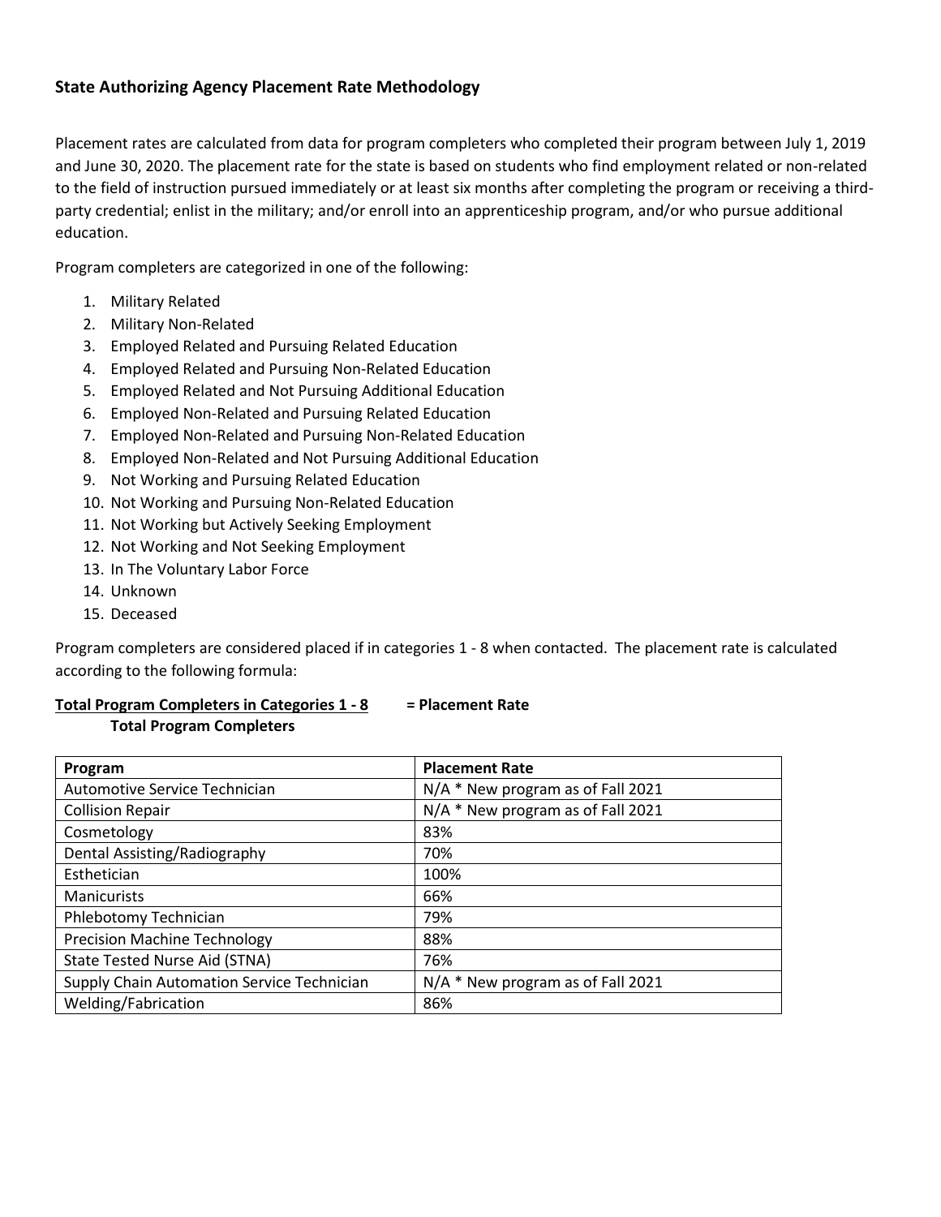## State Authorizing Agency Placement Rate Methodology

Placement rates are calculated from data for program completers who completed their program between July 1, 2019 and June 30, 2020. The placement rate for the state is based on students who find employment related or non-related to the field of instruction pursued immediately or at least six months after completing the program or receiving a third-party credential; enlist in the military; and/or enroll into an apprenticeship program, and/or who pursue additional education.

Program completers are categorized in one of the following:

1. Military Related
2. Military Non-Related
3. Employed Related and Pursuing Related Education
4. Employed Related and Pursuing Non-Related Education
5. Employed Related and Not Pursuing Additional Education
6. Employed Non-Related and Pursuing Related Education
7. Employed Non-Related and Pursuing Non-Related Education
8. Employed Non-Related and Not Pursuing Additional Education
9. Not Working and Pursuing Related Education
10. Not Working and Pursuing Non-Related Education
11. Not Working but Actively Seeking Employment
12. Not Working and Not Seeking Employment
13. In The Voluntary Labor Force
14. Unknown
15. Deceased

Program completers are considered placed if in categories 1 - 8 when contacted. The placement rate is calculated according to the following formula:

$$\frac{\textbf{Total Program Completers in Categories 1 - 8}}{\textbf{Total Program Completers}} = \textbf{Placement Rate}$$

| Program | Placement Rate |
| --- | --- |
| Automotive Service Technician | N/A * New program as of Fall 2021 |
| Collision Repair | N/A * New program as of Fall 2021 |
| Cosmetology | 83% |
| Dental Assisting/Radiography | 70% |
| Esthetician | 100% |
| Manicurists | 66% |
| Phlebotomy Technician | 79% |
| Precision Machine Technology | 88% |
| State Tested Nurse Aid (STNA) | 76% |
| Supply Chain Automation Service Technician | N/A * New program as of Fall 2021 |
| Welding/Fabrication | 86% |